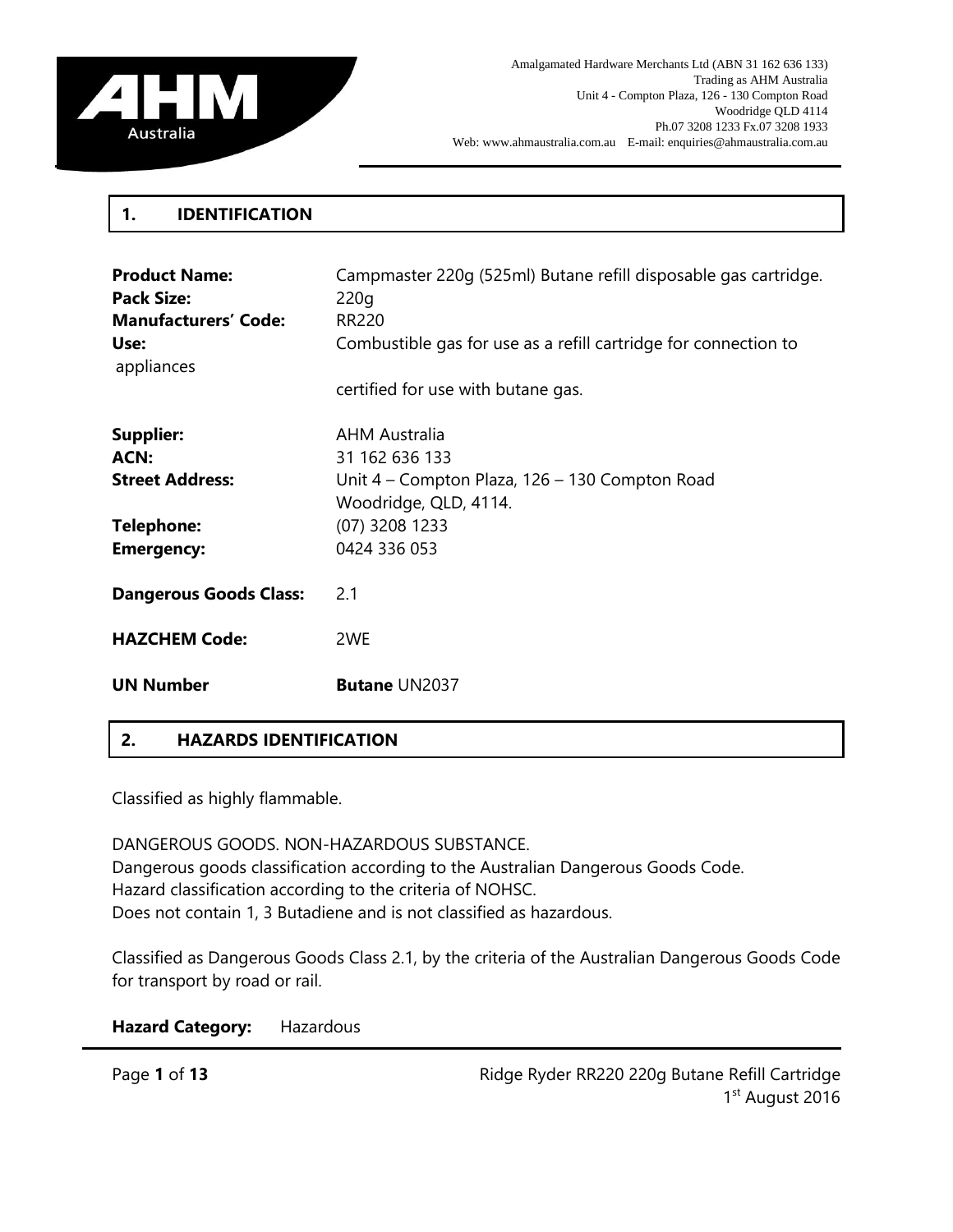Amalgamated Hardware Merchants Ltd (ABN 31 162 636 133)
Trading as AHM Australia
Unit 4 - Compton Plaza, 126 - 130 Compton Road
Woodridge QLD 4114
Ph.07 3208 1233 Fx.07 3208 1933
Web: www.ahmaustralia.com.au E-mail: enquiries@ahmaustralia.com.au

## 1. IDENTIFICATION

**Product Name:** Campmaster 220g (525ml) Butane refill disposable gas cartridge.
**Pack Size:** 220g
**Manufacturers' Code:** RR220
**Use:** Combustible gas for use as a refill cartridge for connection to appliances certified for use with butane gas.

**Supplier:** AHM Australia
**ACN:** 31 162 636 133
**Street Address:** Unit 4 – Compton Plaza, 126 – 130 Compton Road Woodridge, QLD, 4114.
**Telephone:** (07) 3208 1233
**Emergency:** 0424 336 053

**Dangerous Goods Class:** 2.1

**HAZCHEM Code:** 2WE

**UN Number** **Butane** UN2037

## 2. HAZARDS IDENTIFICATION

Classified as highly flammable.

DANGEROUS GOODS. NON-HAZARDOUS SUBSTANCE.
Dangerous goods classification according to the Australian Dangerous Goods Code.
Hazard classification according to the criteria of NOHSC.
Does not contain 1, 3 Butadiene and is not classified as hazardous.

Classified as Dangerous Goods Class 2.1, by the criteria of the Australian Dangerous Goods Code for transport by road or rail.

**Hazard Category:** Hazardous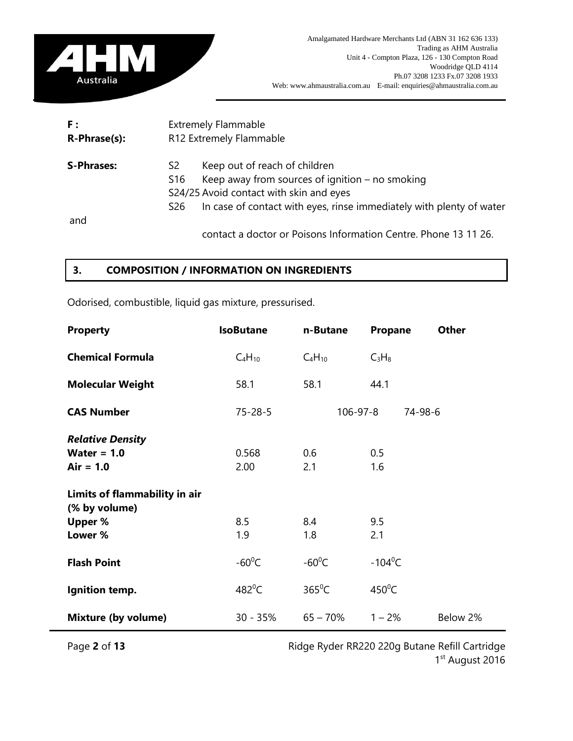**F :** Extremely Flammable

**R-Phrase(s):** R12 Extremely Flammable

**S-Phrases:**

- S2 Keep out of reach of children
- S16 Keep away from sources of ignition – no smoking
- S24/25 Avoid contact with skin and eyes
- S26 In case of contact with eyes, rinse immediately with plenty of water and contact a doctor or Poisons Information Centre. Phone 13 11 26.

## 3. COMPOSITION / INFORMATION ON INGREDIENTS

Odorised, combustible, liquid gas mixture, pressurised.

| Property | IsoButane | n-Butane | Propane | Other |
|---|---|---|---|---|
| **Chemical Formula** | $C_4H_{10}$ | $C_4H_{10}$ | $C_3H_8$ | |
| **Molecular Weight** | 58.1 | 58.1 | 44.1 | |
| **CAS Number** | 75-28-5 | 106-97-8 | 74-98-6 | |
| ***Relative Density*** | | | | |
| **Water = 1.0** | 0.568 | 0.6 | 0.5 | |
| **Air = 1.0** | 2.00 | 2.1 | 1.6 | |
| **Limits of flammability in air (% by volume)** | | | | |
| **Upper %** | 8.5 | 8.4 | 9.5 | |
| **Lower %** | 1.9 | 1.8 | 2.1 | |
| **Flash Point** | -60°C | -60°C | -104°C | |
| **Ignition temp.** | 482°C | 365°C | 450°C | |
| **Mixture (by volume)** | 30 - 35% | 65 – 70% | 1 – 2% | Below 2% |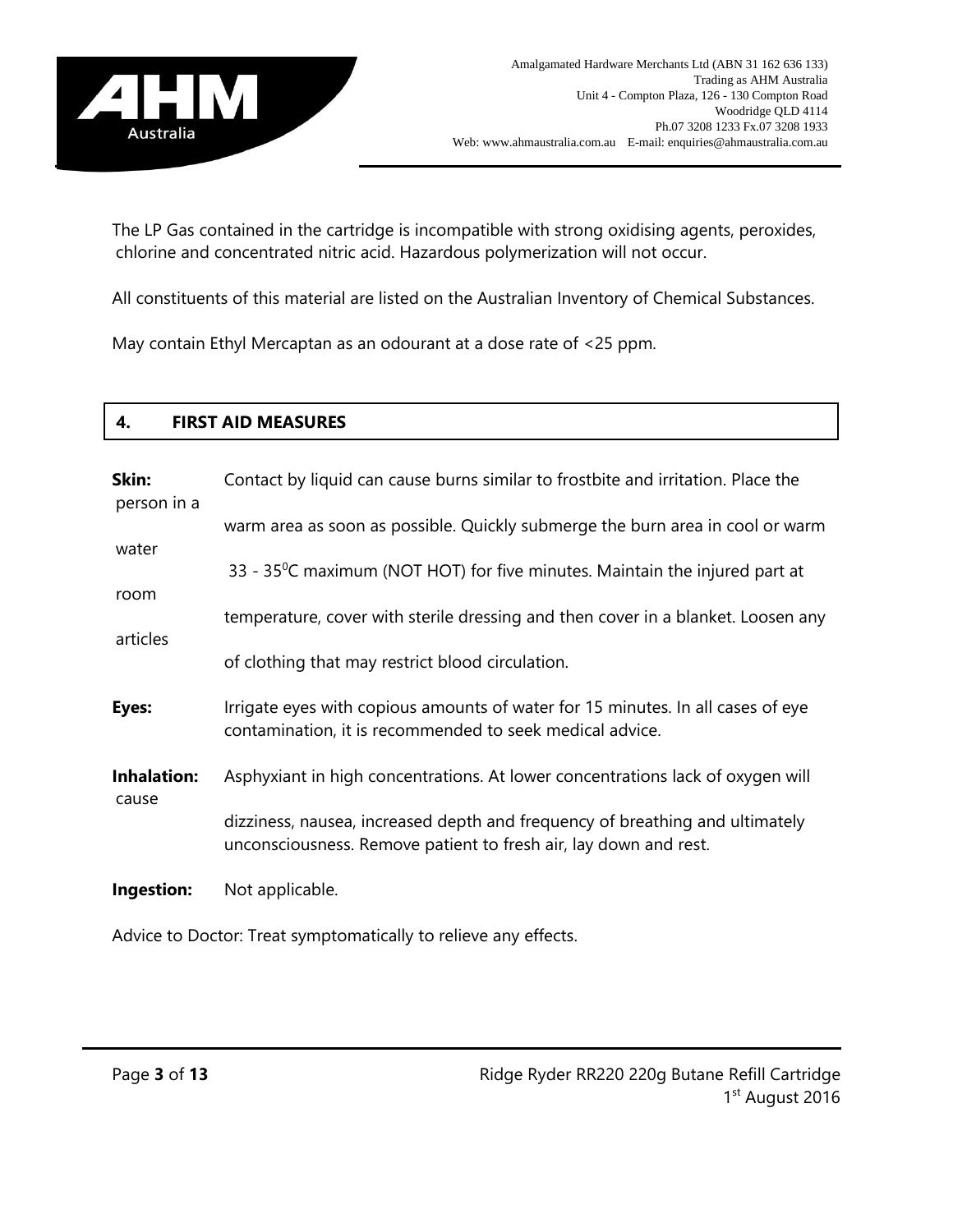The LP Gas contained in the cartridge is incompatible with strong oxidising agents, peroxides, chlorine and concentrated nitric acid. Hazardous polymerization will not occur.

All constituents of this material are listed on the Australian Inventory of Chemical Substances.

May contain Ethyl Mercaptan as an odourant at a dose rate of <25 ppm.

## 4. FIRST AID MEASURES

**Skin:** Contact by liquid can cause burns similar to frostbite and irritation. Place the person in a warm area as soon as possible. Quickly submerge the burn area in cool or warm water 33 - 35$^0$C maximum (NOT HOT) for five minutes. Maintain the injured part at room temperature, cover with sterile dressing and then cover in a blanket. Loosen any articles of clothing that may restrict blood circulation.

**Eyes:** Irrigate eyes with copious amounts of water for 15 minutes. In all cases of eye contamination, it is recommended to seek medical advice.

**Inhalation:** Asphyxiant in high concentrations. At lower concentrations lack of oxygen will cause dizziness, nausea, increased depth and frequency of breathing and ultimately unconsciousness. Remove patient to fresh air, lay down and rest.

**Ingestion:** Not applicable.

Advice to Doctor: Treat symptomatically to relieve any effects.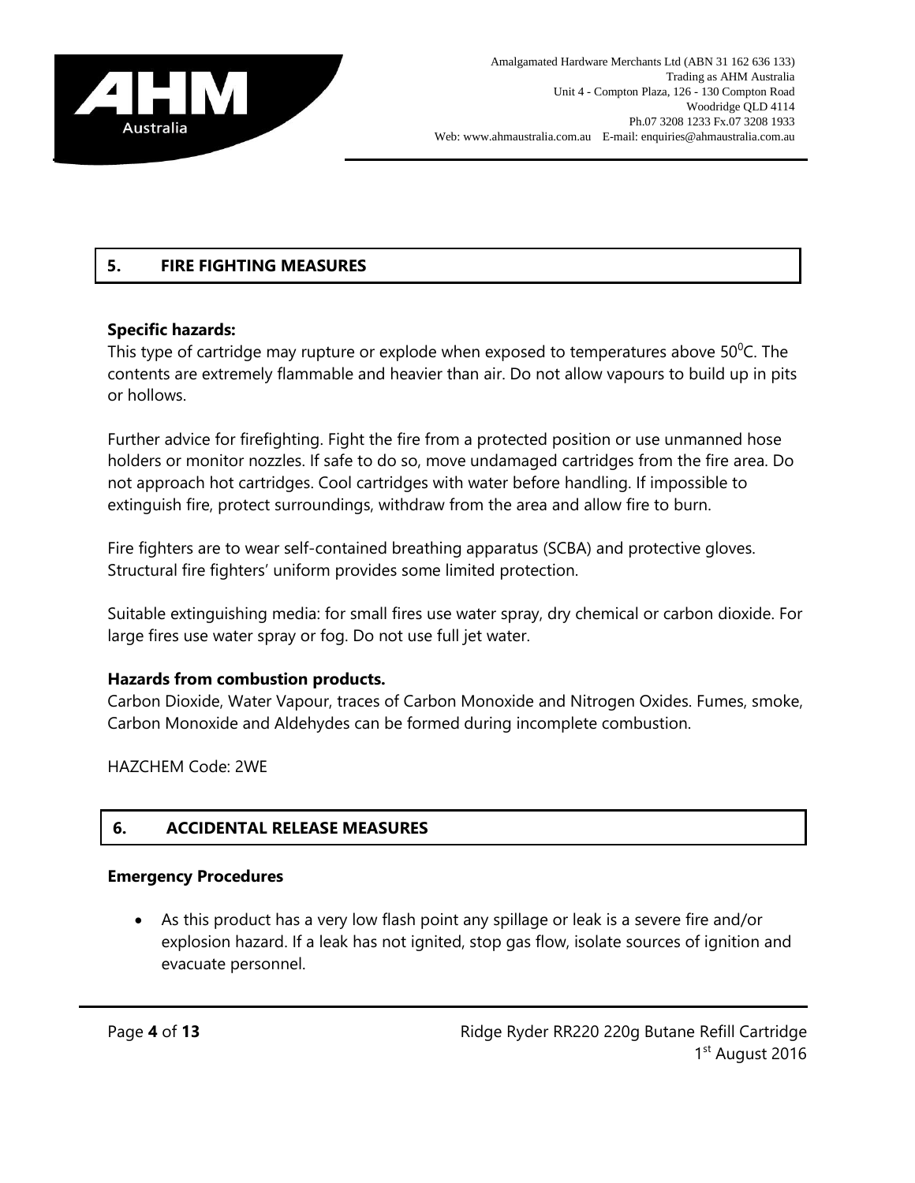## 5. FIRE FIGHTING MEASURES

**Specific hazards:**
This type of cartridge may rupture or explode when exposed to temperatures above $50^0$C. The contents are extremely flammable and heavier than air. Do not allow vapours to build up in pits or hollows.

Further advice for firefighting. Fight the fire from a protected position or use unmanned hose holders or monitor nozzles. If safe to do so, move undamaged cartridges from the fire area. Do not approach hot cartridges. Cool cartridges with water before handling. If impossible to extinguish fire, protect surroundings, withdraw from the area and allow fire to burn.

Fire fighters are to wear self-contained breathing apparatus (SCBA) and protective gloves. Structural fire fighters' uniform provides some limited protection.

Suitable extinguishing media: for small fires use water spray, dry chemical or carbon dioxide. For large fires use water spray or fog. Do not use full jet water.

**Hazards from combustion products.**
Carbon Dioxide, Water Vapour, traces of Carbon Monoxide and Nitrogen Oxides. Fumes, smoke, Carbon Monoxide and Aldehydes can be formed during incomplete combustion.

HAZCHEM Code: 2WE

## 6. ACCIDENTAL RELEASE MEASURES

**Emergency Procedures**

- As this product has a very low flash point any spillage or leak is a severe fire and/or explosion hazard. If a leak has not ignited, stop gas flow, isolate sources of ignition and evacuate personnel.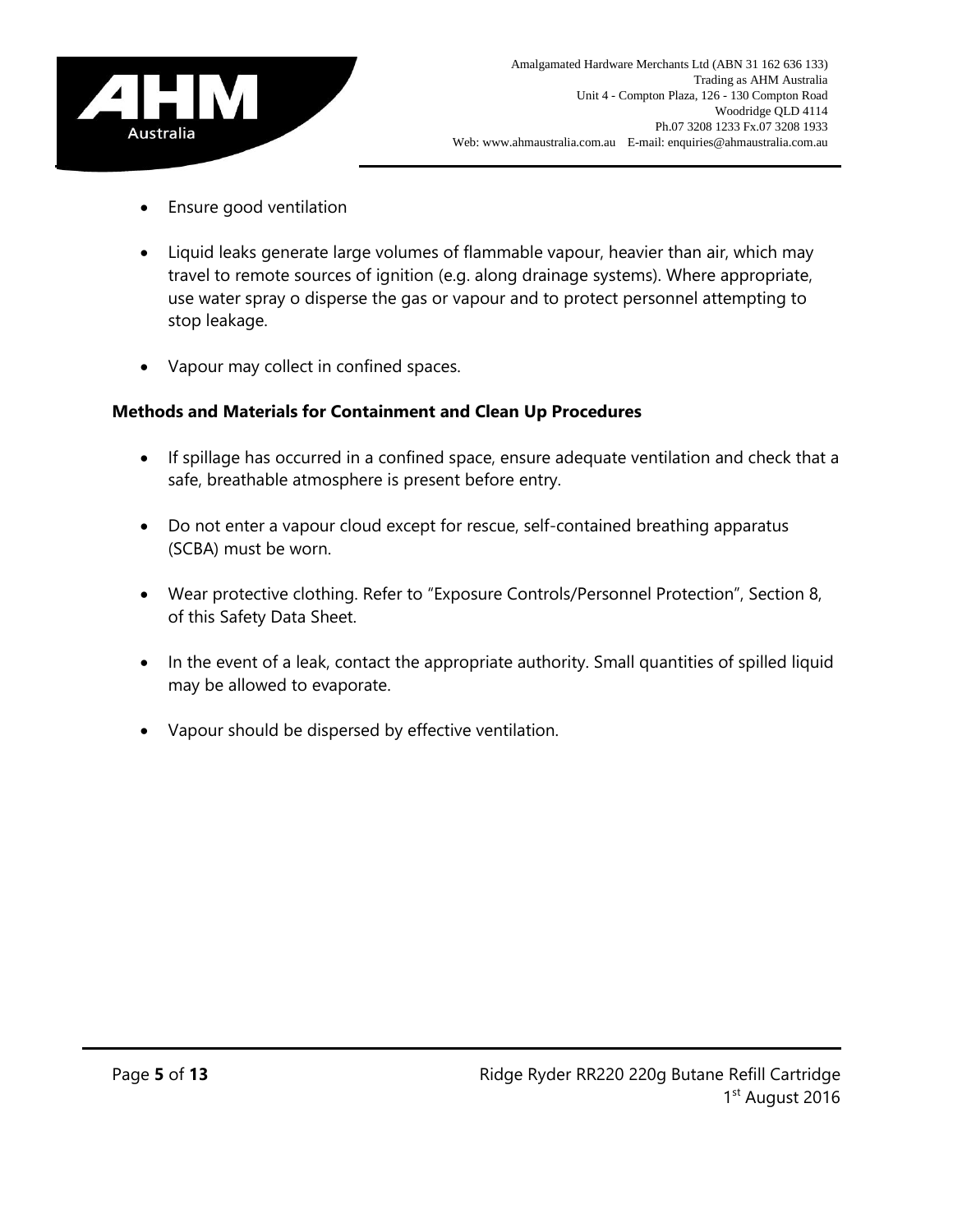- Ensure good ventilation

- Liquid leaks generate large volumes of flammable vapour, heavier than air, which may travel to remote sources of ignition (e.g. along drainage systems). Where appropriate, use water spray o disperse the gas or vapour and to protect personnel attempting to stop leakage.

- Vapour may collect in confined spaces.

**Methods and Materials for Containment and Clean Up Procedures**

- If spillage has occurred in a confined space, ensure adequate ventilation and check that a safe, breathable atmosphere is present before entry.

- Do not enter a vapour cloud except for rescue, self-contained breathing apparatus (SCBA) must be worn.

- Wear protective clothing. Refer to "Exposure Controls/Personnel Protection", Section 8, of this Safety Data Sheet.

- In the event of a leak, contact the appropriate authority. Small quantities of spilled liquid may be allowed to evaporate.

- Vapour should be dispersed by effective ventilation.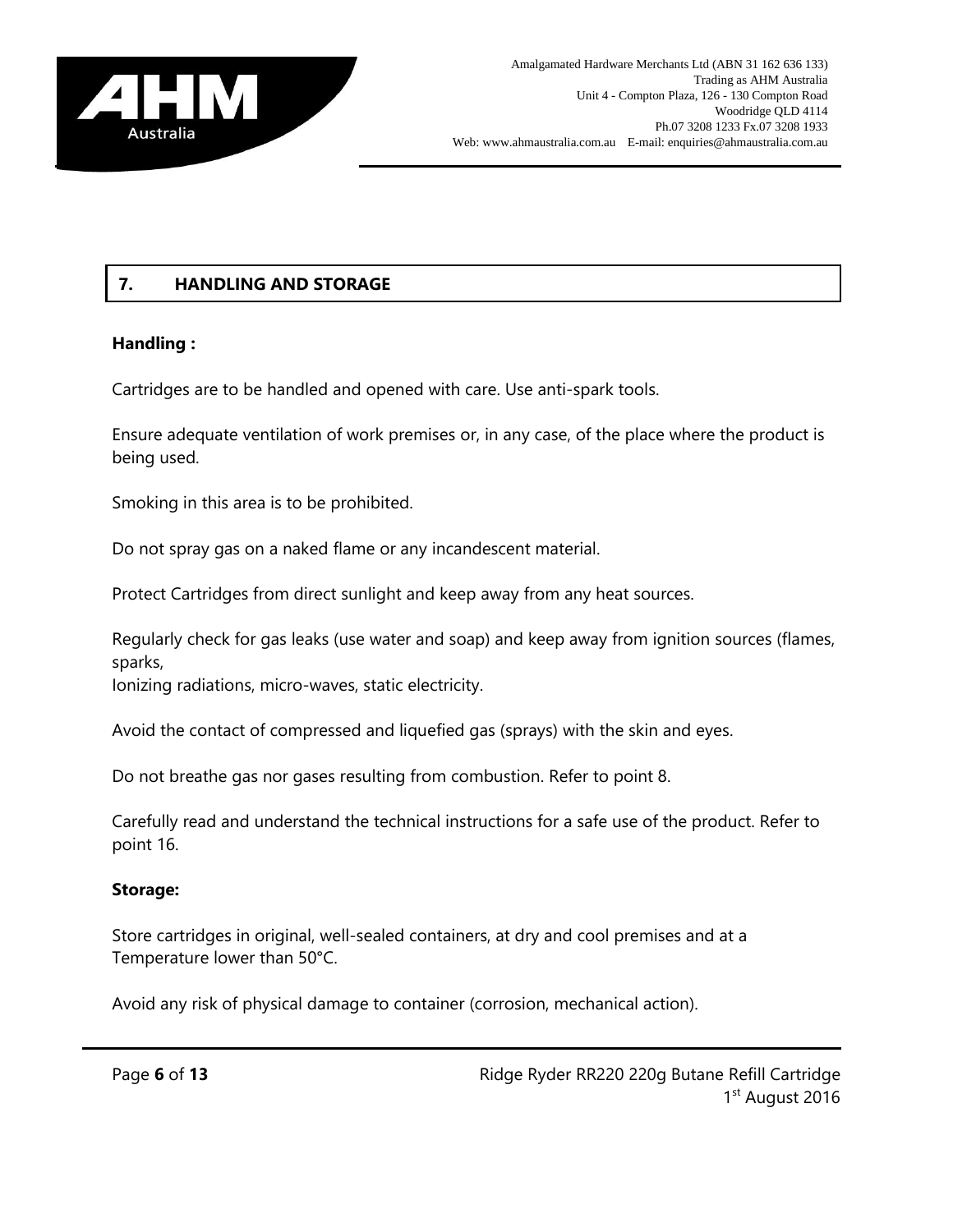## 7. HANDLING AND STORAGE

**Handling :**

Cartridges are to be handled and opened with care. Use anti-spark tools.

Ensure adequate ventilation of work premises or, in any case, of the place where the product is being used.

Smoking in this area is to be prohibited.

Do not spray gas on a naked flame or any incandescent material.

Protect Cartridges from direct sunlight and keep away from any heat sources.

Regularly check for gas leaks (use water and soap) and keep away from ignition sources (flames, sparks,
Ionizing radiations, micro-waves, static electricity.

Avoid the contact of compressed and liquefied gas (sprays) with the skin and eyes.

Do not breathe gas nor gases resulting from combustion. Refer to point 8.

Carefully read and understand the technical instructions for a safe use of the product. Refer to point 16.

**Storage:**

Store cartridges in original, well-sealed containers, at dry and cool premises and at a Temperature lower than 50°C.

Avoid any risk of physical damage to container (corrosion, mechanical action).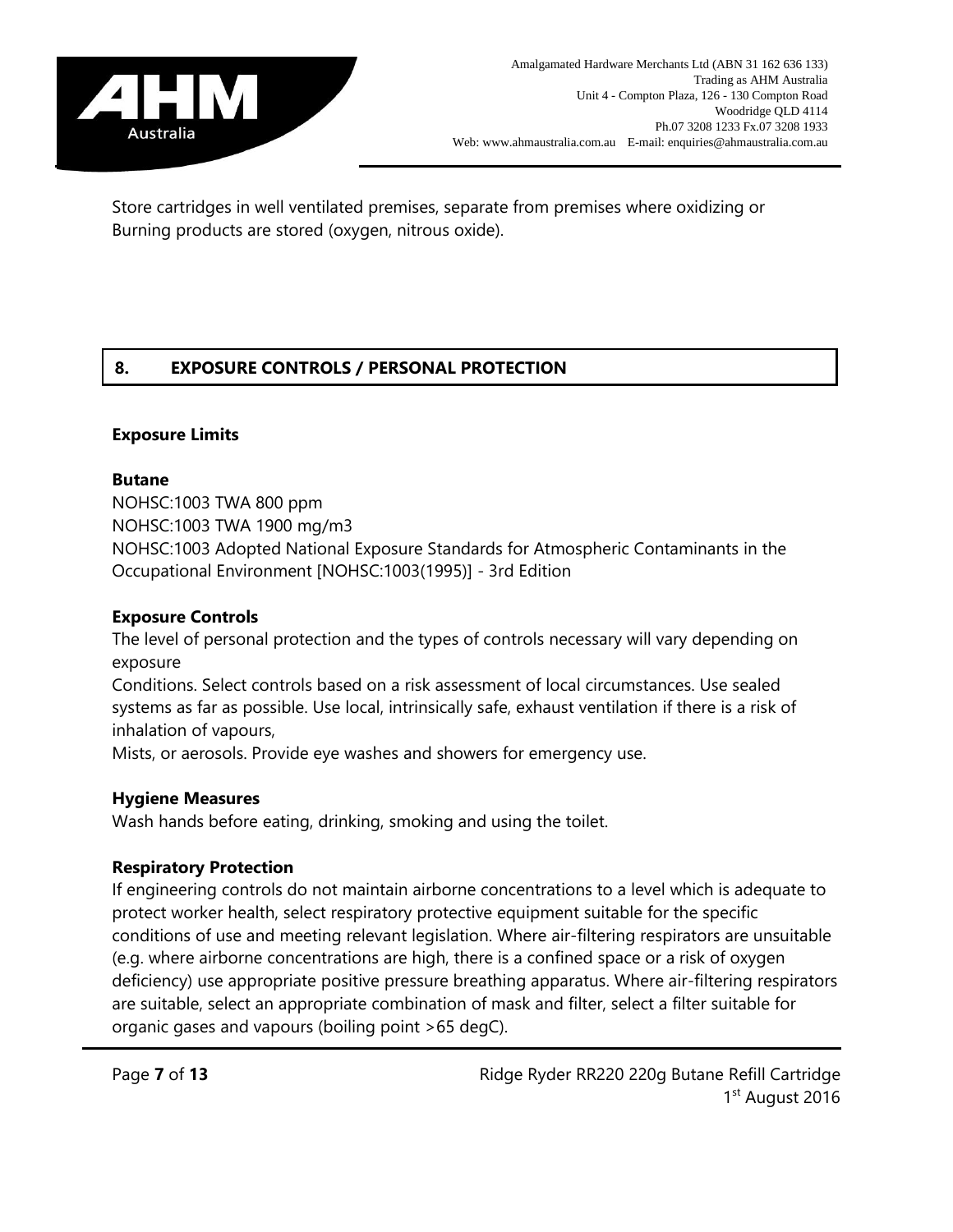Store cartridges in well ventilated premises, separate from premises where oxidizing or Burning products are stored (oxygen, nitrous oxide).

## 8. EXPOSURE CONTROLS / PERSONAL PROTECTION

**Exposure Limits**

**Butane**

NOHSC:1003 TWA 800 ppm
NOHSC:1003 TWA 1900 mg/m3
NOHSC:1003 Adopted National Exposure Standards for Atmospheric Contaminants in the Occupational Environment [NOHSC:1003(1995)] - 3rd Edition

**Exposure Controls**

The level of personal protection and the types of controls necessary will vary depending on exposure
Conditions. Select controls based on a risk assessment of local circumstances. Use sealed systems as far as possible. Use local, intrinsically safe, exhaust ventilation if there is a risk of inhalation of vapours,
Mists, or aerosols. Provide eye washes and showers for emergency use.

**Hygiene Measures**

Wash hands before eating, drinking, smoking and using the toilet.

**Respiratory Protection**

If engineering controls do not maintain airborne concentrations to a level which is adequate to protect worker health, select respiratory protective equipment suitable for the specific conditions of use and meeting relevant legislation. Where air-filtering respirators are unsuitable (e.g. where airborne concentrations are high, there is a confined space or a risk of oxygen deficiency) use appropriate positive pressure breathing apparatus. Where air-filtering respirators are suitable, select an appropriate combination of mask and filter, select a filter suitable for organic gases and vapours (boiling point >65 degC).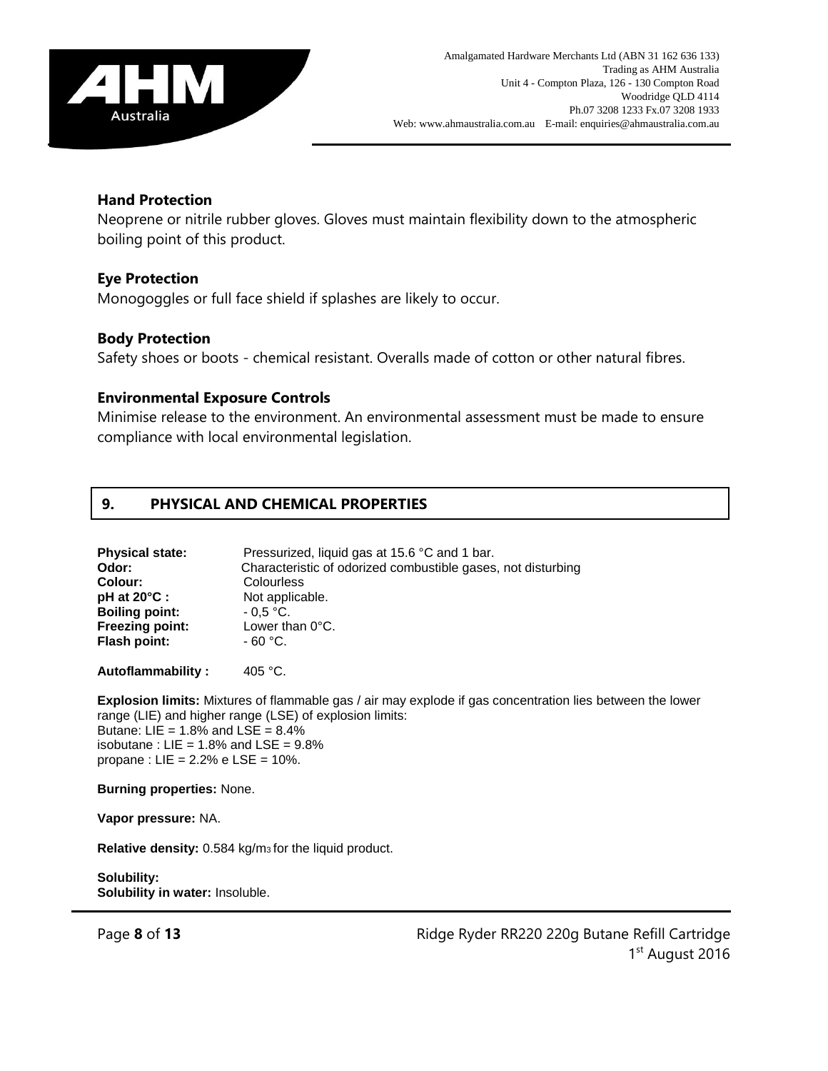### Hand Protection

Neoprene or nitrile rubber gloves. Gloves must maintain flexibility down to the atmospheric boiling point of this product.

### Eye Protection

Monogoggles or full face shield if splashes are likely to occur.

### Body Protection

Safety shoes or boots - chemical resistant. Overalls made of cotton or other natural fibres.

### Environmental Exposure Controls

Minimise release to the environment. An environmental assessment must be made to ensure compliance with local environmental legislation.

## 9. PHYSICAL AND CHEMICAL PROPERTIES

**Physical state:** Pressurized, liquid gas at 15.6 °C and 1 bar.
**Odor:** Characteristic of odorized combustible gases, not disturbing
**Colour:** Colourless
**pH at 20°C :** Not applicable.
**Boiling point:** - 0,5 °C.
**Freezing point:** Lower than 0°C.
**Flash point:** - 60 °C.

**Autoflammability :** 405 °C.

**Explosion limits:** Mixtures of flammable gas / air may explode if gas concentration lies between the lower range (LIE) and higher range (LSE) of explosion limits:
Butane: LIE = 1.8% and LSE = 8.4%
isobutane : LIE = 1.8% and LSE = 9.8%
propane : LIE = 2.2% e LSE = 10%.

**Burning properties:** None.

**Vapor pressure:** NA.

**Relative density:** 0.584 kg/$m_3$ for the liquid product.

**Solubility:**
**Solubility in water:** Insoluble.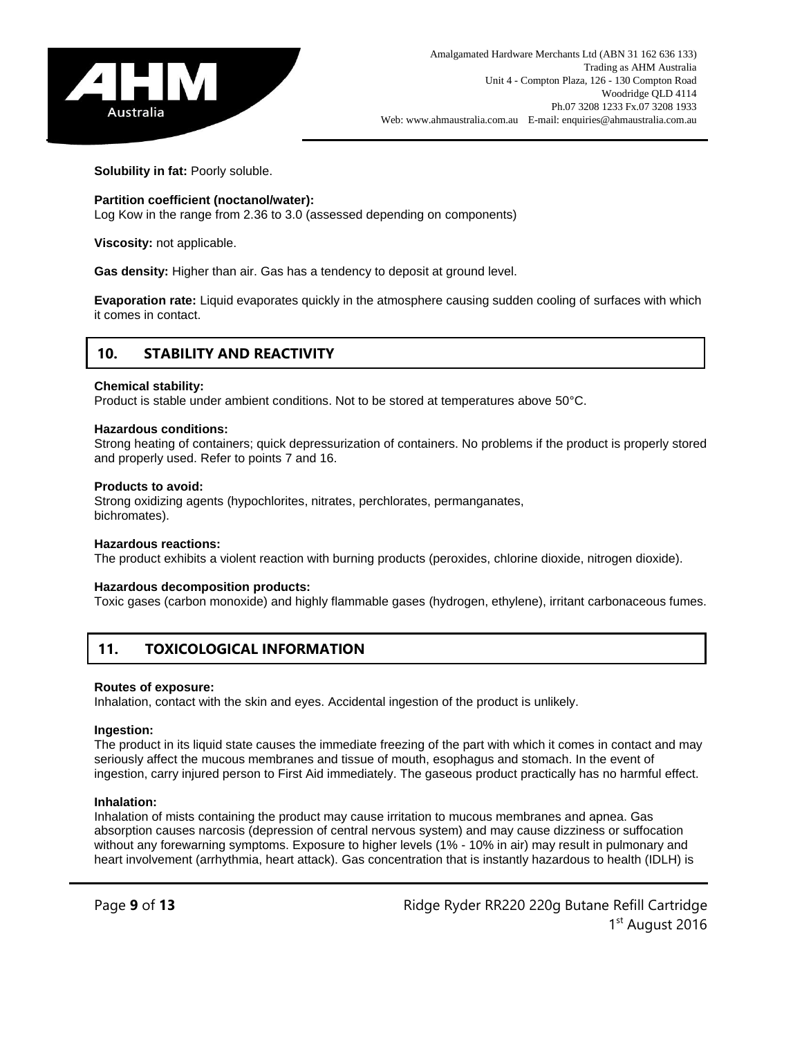**Solubility in fat:** Poorly soluble.

**Partition coefficient (noctanol/water):**
Log Kow in the range from 2.36 to 3.0 (assessed depending on components)

**Viscosity:** not applicable.

**Gas density:** Higher than air. Gas has a tendency to deposit at ground level.

**Evaporation rate:** Liquid evaporates quickly in the atmosphere causing sudden cooling of surfaces with which it comes in contact.

## 10. STABILITY AND REACTIVITY

**Chemical stability:**
Product is stable under ambient conditions. Not to be stored at temperatures above 50°C.

**Hazardous conditions:**
Strong heating of containers; quick depressurization of containers. No problems if the product is properly stored and properly used. Refer to points 7 and 16.

**Products to avoid:**
Strong oxidizing agents (hypochlorites, nitrates, perchlorates, permanganates, bichromates).

**Hazardous reactions:**
The product exhibits a violent reaction with burning products (peroxides, chlorine dioxide, nitrogen dioxide).

**Hazardous decomposition products:**
Toxic gases (carbon monoxide) and highly flammable gases (hydrogen, ethylene), irritant carbonaceous fumes.

## 11. TOXICOLOGICAL INFORMATION

**Routes of exposure:**
Inhalation, contact with the skin and eyes. Accidental ingestion of the product is unlikely.

**Ingestion:**
The product in its liquid state causes the immediate freezing of the part with which it comes in contact and may seriously affect the mucous membranes and tissue of mouth, esophagus and stomach. In the event of ingestion, carry injured person to First Aid immediately. The gaseous product practically has no harmful effect.

**Inhalation:**
Inhalation of mists containing the product may cause irritation to mucous membranes and apnea. Gas absorption causes narcosis (depression of central nervous system) and may cause dizziness or suffocation without any forewarning symptoms. Exposure to higher levels (1% - 10% in air) may result in pulmonary and heart involvement (arrhythmia, heart attack). Gas concentration that is instantly hazardous to health (IDLH) is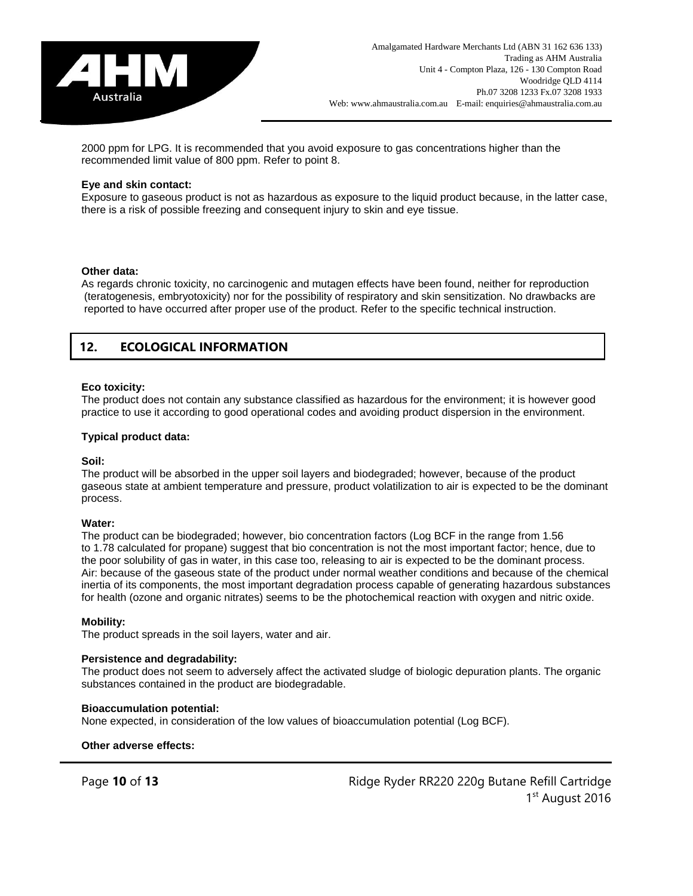2000 ppm for LPG. It is recommended that you avoid exposure to gas concentrations higher than the recommended limit value of 800 ppm. Refer to point 8.

**Eye and skin contact:**
Exposure to gaseous product is not as hazardous as exposure to the liquid product because, in the latter case, there is a risk of possible freezing and consequent injury to skin and eye tissue.

**Other data:**
As regards chronic toxicity, no carcinogenic and mutagen effects have been found, neither for reproduction (teratogenesis, embryotoxicity) nor for the possibility of respiratory and skin sensitization. No drawbacks are reported to have occurred after proper use of the product. Refer to the specific technical instruction.

## 12. ECOLOGICAL INFORMATION

**Eco toxicity:**
The product does not contain any substance classified as hazardous for the environment; it is however good practice to use it according to good operational codes and avoiding product dispersion in the environment.

**Typical product data:**

**Soil:**
The product will be absorbed in the upper soil layers and biodegraded; however, because of the product gaseous state at ambient temperature and pressure, product volatilization to air is expected to be the dominant process.

**Water:**
The product can be biodegraded; however, bio concentration factors (Log BCF in the range from 1.56 to 1.78 calculated for propane) suggest that bio concentration is not the most important factor; hence, due to the poor solubility of gas in water, in this case too, releasing to air is expected to be the dominant process.
Air: because of the gaseous state of the product under normal weather conditions and because of the chemical inertia of its components, the most important degradation process capable of generating hazardous substances for health (ozone and organic nitrates) seems to be the photochemical reaction with oxygen and nitric oxide.

**Mobility:**
The product spreads in the soil layers, water and air.

**Persistence and degradability:**
The product does not seem to adversely affect the activated sludge of biologic depuration plants. The organic substances contained in the product are biodegradable.

**Bioaccumulation potential:**
None expected, in consideration of the low values of bioaccumulation potential (Log BCF).

**Other adverse effects:**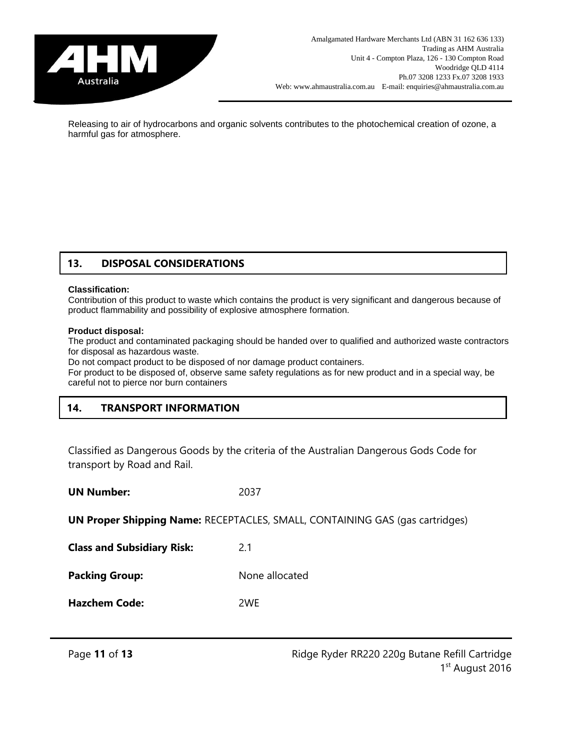Releasing to air of hydrocarbons and organic solvents contributes to the photochemical creation of ozone, a harmful gas for atmosphere.

## 13. DISPOSAL CONSIDERATIONS

**Classification:**

Contribution of this product to waste which contains the product is very significant and dangerous because of product flammability and possibility of explosive atmosphere formation.

**Product disposal:**

The product and contaminated packaging should be handed over to qualified and authorized waste contractors for disposal as hazardous waste.

Do not compact product to be disposed of nor damage product containers.

For product to be disposed of, observe same safety regulations as for new product and in a special way, be careful not to pierce nor burn containers

## 14. TRANSPORT INFORMATION

Classified as Dangerous Goods by the criteria of the Australian Dangerous Gods Code for transport by Road and Rail.

**UN Number:** 2037

**UN Proper Shipping Name:** RECEPTACLES, SMALL, CONTAINING GAS (gas cartridges)

**Class and Subsidiary Risk:** 2.1

**Packing Group:** None allocated

**Hazchem Code:** 2WE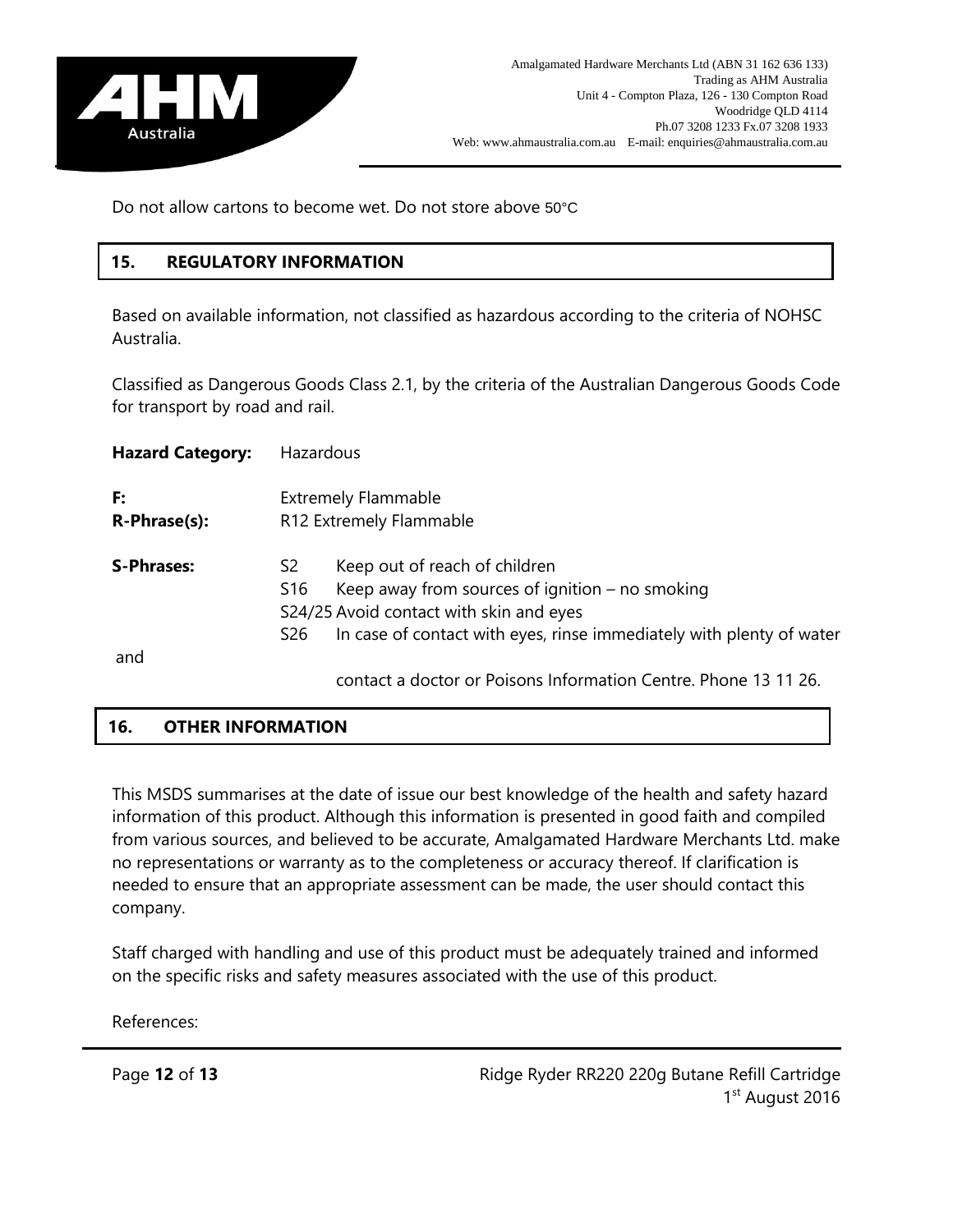Do not allow cartons to become wet. Do not store above 50°C

## 15. REGULATORY INFORMATION

Based on available information, not classified as hazardous according to the criteria of NOHSC Australia.

Classified as Dangerous Goods Class 2.1, by the criteria of the Australian Dangerous Goods Code for transport by road and rail.

**Hazard Category:** Hazardous

**F:** Extremely Flammable
**R-Phrase(s):** R12 Extremely Flammable

**S-Phrases:**
S2 Keep out of reach of children
S16 Keep away from sources of ignition – no smoking
S24/25 Avoid contact with skin and eyes
S26 In case of contact with eyes, rinse immediately with plenty of water and contact a doctor or Poisons Information Centre. Phone 13 11 26.

## 16. OTHER INFORMATION

This MSDS summarises at the date of issue our best knowledge of the health and safety hazard information of this product. Although this information is presented in good faith and compiled from various sources, and believed to be accurate, Amalgamated Hardware Merchants Ltd. make no representations or warranty as to the completeness or accuracy thereof. If clarification is needed to ensure that an appropriate assessment can be made, the user should contact this company.

Staff charged with handling and use of this product must be adequately trained and informed on the specific risks and safety measures associated with the use of this product.

References: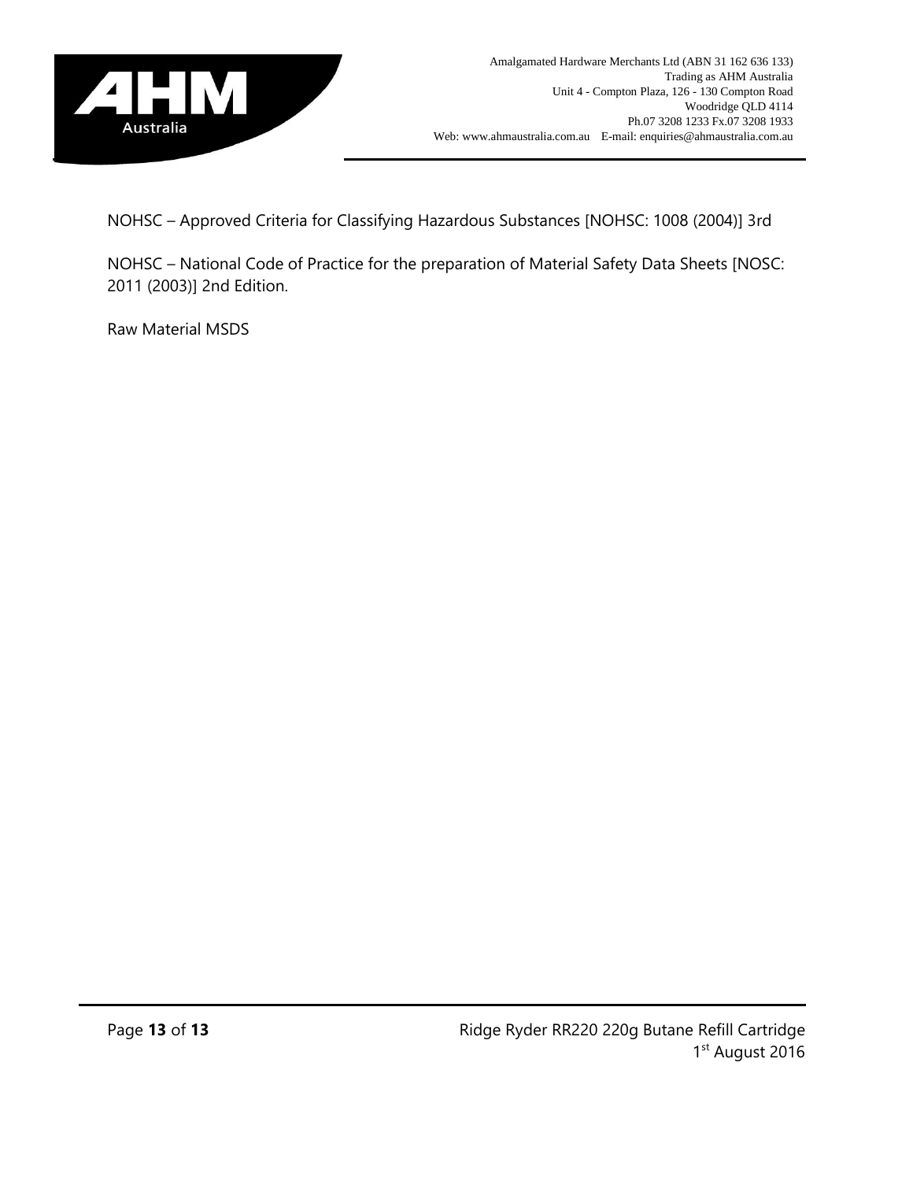NOHSC – Approved Criteria for Classifying Hazardous Substances [NOHSC: 1008 (2004)] 3rd

NOHSC – National Code of Practice for the preparation of Material Safety Data Sheets [NOSC: 2011 (2003)] 2nd Edition.

Raw Material MSDS